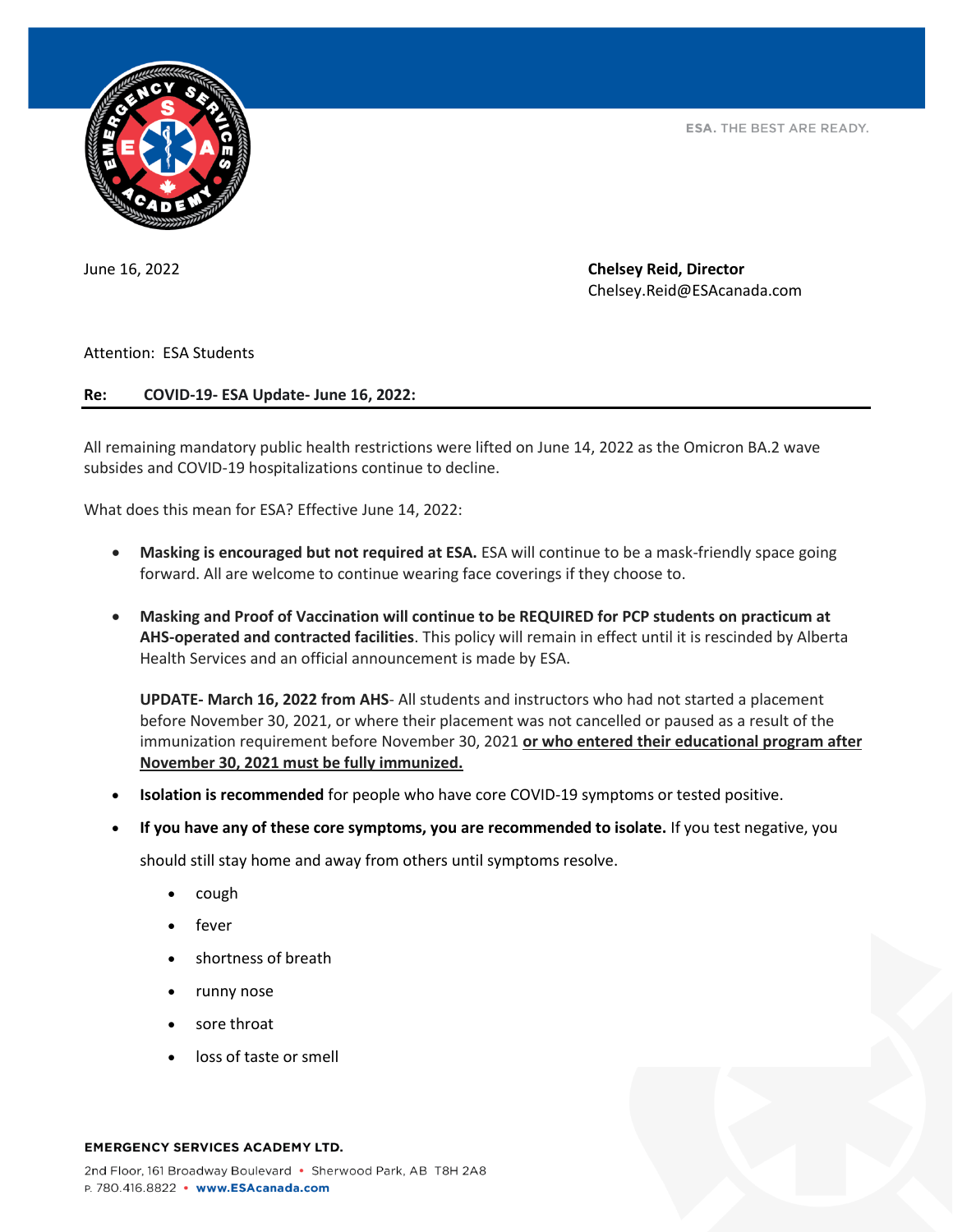ESA. THE BEST ARE READY.

June 16, 2022

**Chelsey Reid, Director**
Chelsey.Reid@ESAcanada.com

Attention: ESA Students

**Re: COVID-19- ESA Update- June 16, 2022:**

All remaining mandatory public health restrictions were lifted on June 14, 2022 as the Omicron BA.2 wave subsides and COVID-19 hospitalizations continue to decline.

What does this mean for ESA? Effective June 14, 2022:

- **Masking is encouraged but not required at ESA.** ESA will continue to be a mask-friendly space going forward. All are welcome to continue wearing face coverings if they choose to.

- **Masking and Proof of Vaccination will continue to be REQUIRED for PCP students on practicum at AHS-operated and contracted facilities**. This policy will remain in effect until it is rescinded by Alberta Health Services and an official announcement is made by ESA.

  **UPDATE- March 16, 2022 from AHS**- All students and instructors who had not started a placement before November 30, 2021, or where their placement was not cancelled or paused as a result of the immunization requirement before November 30, 2021 **or who entered their educational program after November 30, 2021 must be fully immunized.**

- **Isolation is recommended** for people who have core COVID-19 symptoms or tested positive.
- **If you have any of these core symptoms, you are recommended to isolate.** If you test negative, you should still stay home and away from others until symptoms resolve.
  - cough
  - fever
  - shortness of breath
  - runny nose
  - sore throat
  - loss of taste or smell

**EMERGENCY SERVICES ACADEMY LTD.**
2nd Floor, 161 Broadway Boulevard • Sherwood Park, AB T8H 2A8
P. 780.416.8822 • **www.ESAcanada.com**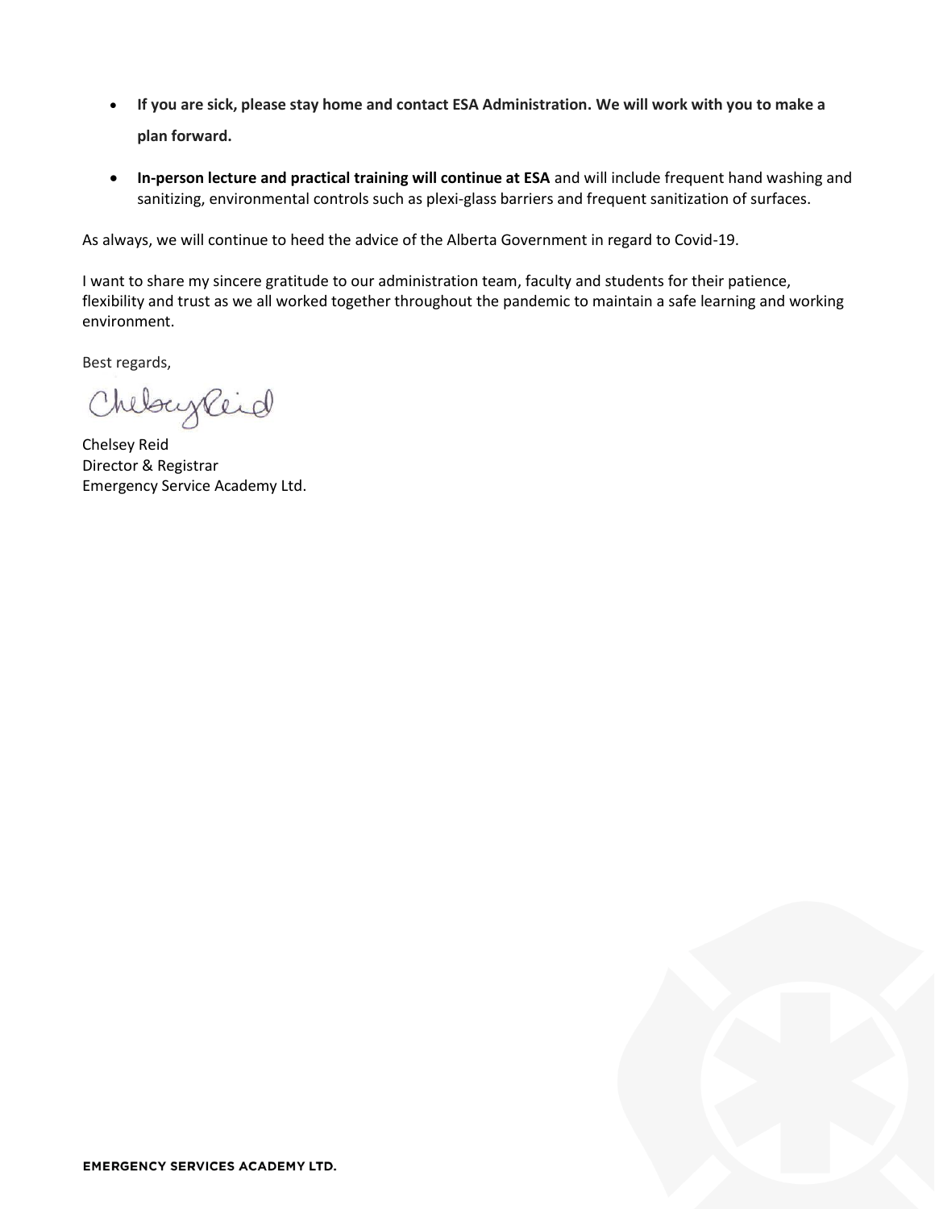- **If you are sick, please stay home and contact ESA Administration. We will work with you to make a plan forward.**
- **In-person lecture and practical training will continue at ESA** and will include frequent hand washing and sanitizing, environmental controls such as plexi-glass barriers and frequent sanitization of surfaces.

As always, we will continue to heed the advice of the Alberta Government in regard to Covid-19.

I want to share my sincere gratitude to our administration team, faculty and students for their patience, flexibility and trust as we all worked together throughout the pandemic to maintain a safe learning and working environment.

Best regards,

Chelsey Reid

Chelsey Reid
Director & Registrar
Emergency Service Academy Ltd.